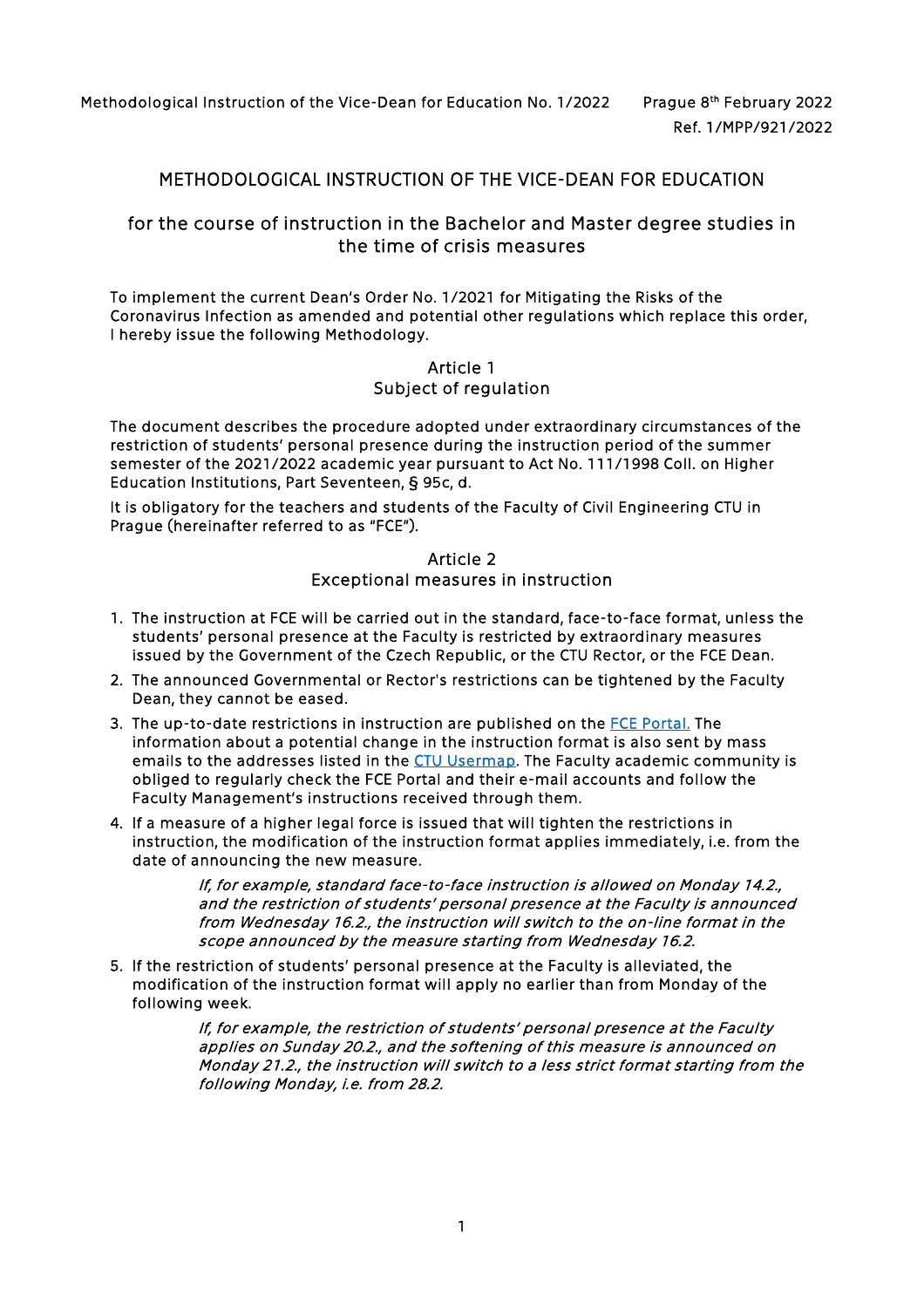Methodological Instruction of the Vice-Dean for Education No. 1/2022 Prague 8th February 2022

Ref. 1/MPP/921/2022

# METHODOLOGICAL INSTRUCTION OF THE VICE-DEAN FOR EDUCATION

## for the course of instruction in the Bachelor and Master degree studies in the time of crisis measures

To implement the current Dean's Order No. 1/2021 for Mitigating the Risks of the Coronavirus Infection as amended and potential other regulations which replace this order, I hereby issue the following Methodology.

### Article 1
### Subject of regulation

The document describes the procedure adopted under extraordinary circumstances of the restriction of students' personal presence during the instruction period of the summer semester of the 2021/2022 academic year pursuant to Act No. 111/1998 Coll. on Higher Education Institutions, Part Seventeen, § 95c, d.

It is obligatory for the teachers and students of the Faculty of Civil Engineering CTU in Prague (hereinafter referred to as "FCE").

### Article 2
### Exceptional measures in instruction

1. The instruction at FCE will be carried out in the standard, face-to-face format, unless the students' personal presence at the Faculty is restricted by extraordinary measures issued by the Government of the Czech Republic, or the CTU Rector, or the FCE Dean.
2. The announced Governmental or Rector's restrictions can be tightened by the Faculty Dean, they cannot be eased.
3. The up-to-date restrictions in instruction are published on the FCE Portal. The information about a potential change in the instruction format is also sent by mass emails to the addresses listed in the CTU Usermap. The Faculty academic community is obliged to regularly check the FCE Portal and their e-mail accounts and follow the Faculty Management's instructions received through them.
4. If a measure of a higher legal force is issued that will tighten the restrictions in instruction, the modification of the instruction format applies immediately, i.e. from the date of announcing the new measure.

   *If, for example, standard face-to-face instruction is allowed on Monday 14.2., and the restriction of students' personal presence at the Faculty is announced from Wednesday 16.2., the instruction will switch to the on-line format in the scope announced by the measure starting from Wednesday 16.2.*

5. If the restriction of students' personal presence at the Faculty is alleviated, the modification of the instruction format will apply no earlier than from Monday of the following week.

   *If, for example, the restriction of students' personal presence at the Faculty applies on Sunday 20.2., and the softening of this measure is announced on Monday 21.2., the instruction will switch to a less strict format starting from the following Monday, i.e. from 28.2.*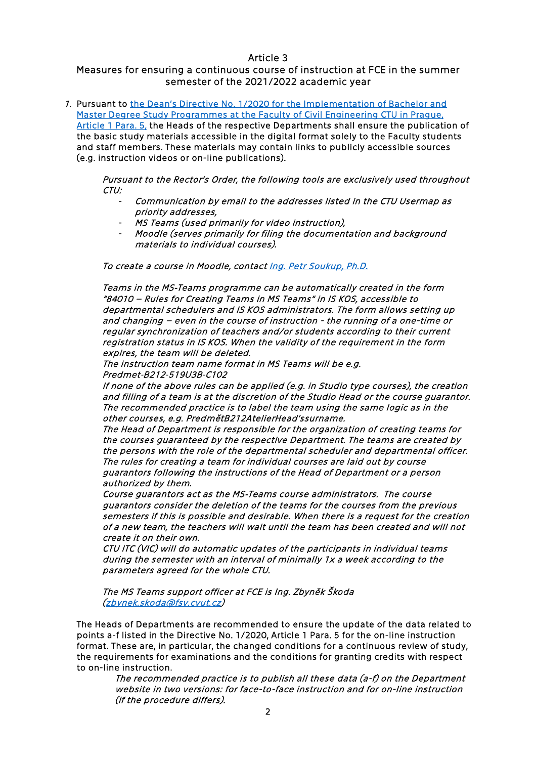## Article 3

## Measures for ensuring a continuous course of instruction at FCE in the summer semester of the 2021/2022 academic year

1. Pursuant to [the Dean's Directive No. 1/2020 for the Implementation of Bachelor and Master Degree Study Programmes at the Faculty of Civil Engineering CTU in Prague, Article 1 Para. 5,] the Heads of the respective Departments shall ensure the publication of the basic study materials accessible in the digital format solely to the Faculty students and staff members. These materials may contain links to publicly accessible sources (e.g. instruction videos or on-line publications).

   *Pursuant to the Rector's Order, the following tools are exclusively used throughout CTU:*

   - *Communication by email to the addresses listed in the CTU Usermap as priority addresses,*
   - *MS Teams (used primarily for video instruction),*
   - *Moodle (serves primarily for filing the documentation and background materials to individual courses).*

   *To create a course in Moodle, contact [Ing. Petr Soukup, Ph.D.]*

   *Teams in the MS-Teams programme can be automatically created in the form "84010 – Rules for Creating Teams in MS Teams" in IS KOS, accessible to departmental schedulers and IS KOS administrators. The form allows setting up and changing – even in the course of instruction - the running of a one-time or regular synchronization of teachers and/or students according to their current registration status in IS KOS. When the validity of the requirement in the form expires, the team will be deleted.*
   *The instruction team name format in MS Teams will be e.g. Predmet-B212-519U3B-C102*
   *If none of the above rules can be applied (e.g. in Studio type courses), the creation and filling of a team is at the discretion of the Studio Head or the course guarantor. The recommended practice is to label the team using the same logic as in the other courses, e.g. PředmětB212AtelierHead'ssurname.*
   *The Head of Department is responsible for the organization of creating teams for the courses guaranteed by the respective Department. The teams are created by the persons with the role of the departmental scheduler and departmental officer. The rules for creating a team for individual courses are laid out by course guarantors following the instructions of the Head of Department or a person authorized by them.*
   *Course guarantors act as the MS-Teams course administrators. The course guarantors consider the deletion of the teams for the courses from the previous semesters if this is possible and desirable. When there is a request for the creation of a new team, the teachers will wait until the team has been created and will not create it on their own.*
   *CTU ITC (VIC) will do automatic updates of the participants in individual teams during the semester with an interval of minimally 1x a week according to the parameters agreed for the whole CTU.*

   *The MS Teams support officer at FCE is Ing. Zbyněk Škoda (zbynek.skoda@fsv.cvut.cz)*

   The Heads of Departments are recommended to ensure the update of the data related to points a-f listed in the Directive No. 1/2020, Article 1 Para. 5 for the on-line instruction format. These are, in particular, the changed conditions for a continuous review of study, the requirements for examinations and the conditions for granting credits with respect to on-line instruction.

   > *The recommended practice is to publish all these data (a-f) on the Department website in two versions: for face-to-face instruction and for on-line instruction (if the procedure differs).*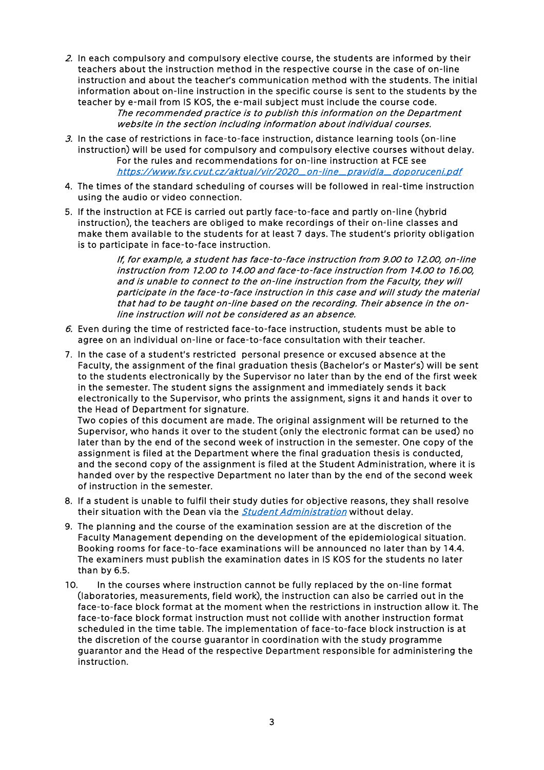2. In each compulsory and compulsory elective course, the students are informed by their teachers about the instruction method in the respective course in the case of on-line instruction and about the teacher's communication method with the students. The initial information about on-line instruction in the specific course is sent to the students by the teacher by e-mail from IS KOS, the e-mail subject must include the course code.

   *The recommended practice is to publish this information on the Department website in the section including information about individual courses.*

3. In the case of restrictions in face-to-face instruction, distance learning tools (on-line instruction) will be used for compulsory and compulsory elective courses without delay.

   For the rules and recommendations for on-line instruction at FCE see [https://www.fsv.cvut.cz/aktual/vir/2020_on-line_pravidla_doporuceni.pdf](https://www.fsv.cvut.cz/aktual/vir/2020_on-line_pravidla_doporuceni.pdf)

4. The times of the standard scheduling of courses will be followed in real-time instruction using the audio or video connection.

5. If the instruction at FCE is carried out partly face-to-face and partly on-line (hybrid instruction), the teachers are obliged to make recordings of their on-line classes and make them available to the students for at least 7 days. The student's priority obligation is to participate in face-to-face instruction.

   *If, for example, a student has face-to-face instruction from 9.00 to 12.00, on-line instruction from 12.00 to 14.00 and face-to-face instruction from 14.00 to 16.00, and is unable to connect to the on-line instruction from the Faculty, they will participate in the face-to-face instruction in this case and will study the material that had to be taught on-line based on the recording. Their absence in the on-line instruction will not be considered as an absence.*

6. Even during the time of restricted face-to-face instruction, students must be able to agree on an individual on-line or face-to-face consultation with their teacher.

7. In the case of a student's restricted personal presence or excused absence at the Faculty, the assignment of the final graduation thesis (Bachelor's or Master's) will be sent to the students electronically by the Supervisor no later than by the end of the first week in the semester. The student signs the assignment and immediately sends it back electronically to the Supervisor, who prints the assignment, signs it and hands it over to the Head of Department for signature.

   Two copies of this document are made. The original assignment will be returned to the Supervisor, who hands it over to the student (only the electronic format can be used) no later than by the end of the second week of instruction in the semester. One copy of the assignment is filed at the Department where the final graduation thesis is conducted, and the second copy of the assignment is filed at the Student Administration, where it is handed over by the respective Department no later than by the end of the second week of instruction in the semester.

8. If a student is unable to fulfil their study duties for objective reasons, they shall resolve their situation with the Dean via the *Student Administration* without delay.

9. The planning and the course of the examination session are at the discretion of the Faculty Management depending on the development of the epidemiological situation. Booking rooms for face-to-face examinations will be announced no later than by 14.4. The examiners must publish the examination dates in IS KOS for the students no later than by 6.5.

10. In the courses where instruction cannot be fully replaced by the on-line format (laboratories, measurements, field work), the instruction can also be carried out in the face-to-face block format at the moment when the restrictions in instruction allow it. The face-to-face block format instruction must not collide with another instruction format scheduled in the time table. The implementation of face-to-face block instruction is at the discretion of the course guarantor in coordination with the study programme guarantor and the Head of the respective Department responsible for administering the instruction.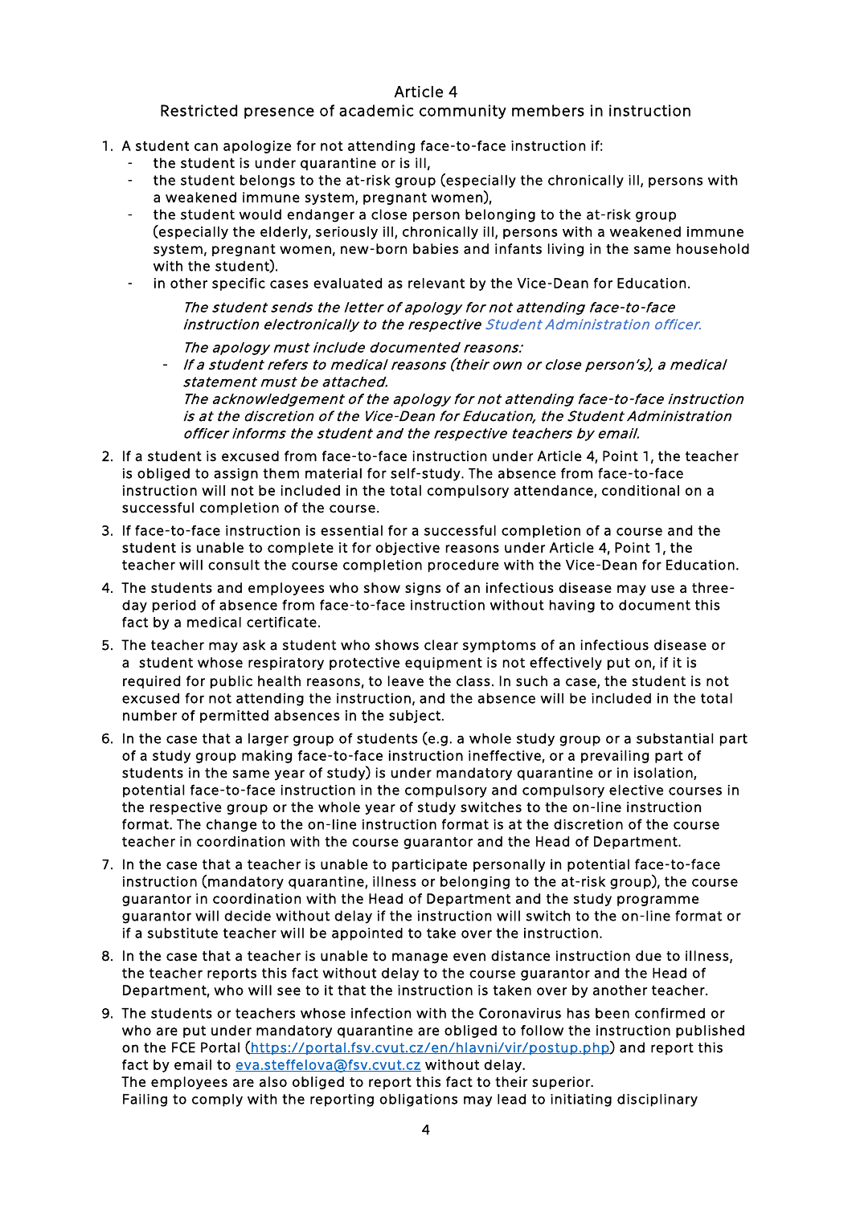## Article 4

### Restricted presence of academic community members in instruction

1. A student can apologize for not attending face-to-face instruction if:
   - the student is under quarantine or is ill,
   - the student belongs to the at-risk group (especially the chronically ill, persons with a weakened immune system, pregnant women),
   - the student would endanger a close person belonging to the at-risk group (especially the elderly, seriously ill, chronically ill, persons with a weakened immune system, pregnant women, new-born babies and infants living in the same household with the student).
   - in other specific cases evaluated as relevant by the Vice-Dean for Education.

   *The student sends the letter of apology for not attending face-to-face instruction electronically to the respective Student Administration officer.*

   *The apology must include documented reasons:*

   - *If a student refers to medical reasons (their own or close person's), a medical statement must be attached.*

   *The acknowledgement of the apology for not attending face-to-face instruction is at the discretion of the Vice-Dean for Education, the Student Administration officer informs the student and the respective teachers by email.*

2. If a student is excused from face-to-face instruction under Article 4, Point 1, the teacher is obliged to assign them material for self-study. The absence from face-to-face instruction will not be included in the total compulsory attendance, conditional on a successful completion of the course.
3. If face-to-face instruction is essential for a successful completion of a course and the student is unable to complete it for objective reasons under Article 4, Point 1, the teacher will consult the course completion procedure with the Vice-Dean for Education.
4. The students and employees who show signs of an infectious disease may use a three-day period of absence from face-to-face instruction without having to document this fact by a medical certificate.
5. The teacher may ask a student who shows clear symptoms of an infectious disease or a student whose respiratory protective equipment is not effectively put on, if it is required for public health reasons, to leave the class. In such a case, the student is not excused for not attending the instruction, and the absence will be included in the total number of permitted absences in the subject.
6. In the case that a larger group of students (e.g. a whole study group or a substantial part of a study group making face-to-face instruction ineffective, or a prevailing part of students in the same year of study) is under mandatory quarantine or in isolation, potential face-to-face instruction in the compulsory and compulsory elective courses in the respective group or the whole year of study switches to the on-line instruction format. The change to the on-line instruction format is at the discretion of the course teacher in coordination with the course guarantor and the Head of Department.
7. In the case that a teacher is unable to participate personally in potential face-to-face instruction (mandatory quarantine, illness or belonging to the at-risk group), the course guarantor in coordination with the Head of Department and the study programme guarantor will decide without delay if the instruction will switch to the on-line format or if a substitute teacher will be appointed to take over the instruction.
8. In the case that a teacher is unable to manage even distance instruction due to illness, the teacher reports this fact without delay to the course guarantor and the Head of Department, who will see to it that the instruction is taken over by another teacher.
9. The students or teachers whose infection with the Coronavirus has been confirmed or who are put under mandatory quarantine are obliged to follow the instruction published on the FCE Portal (https://portal.fsv.cvut.cz/en/hlavni/vir/postup.php) and report this fact by email to eva.steffelova@fsv.cvut.cz without delay.  
   The employees are also obliged to report this fact to their superior.  
   Failing to comply with the reporting obligations may lead to initiating disciplinary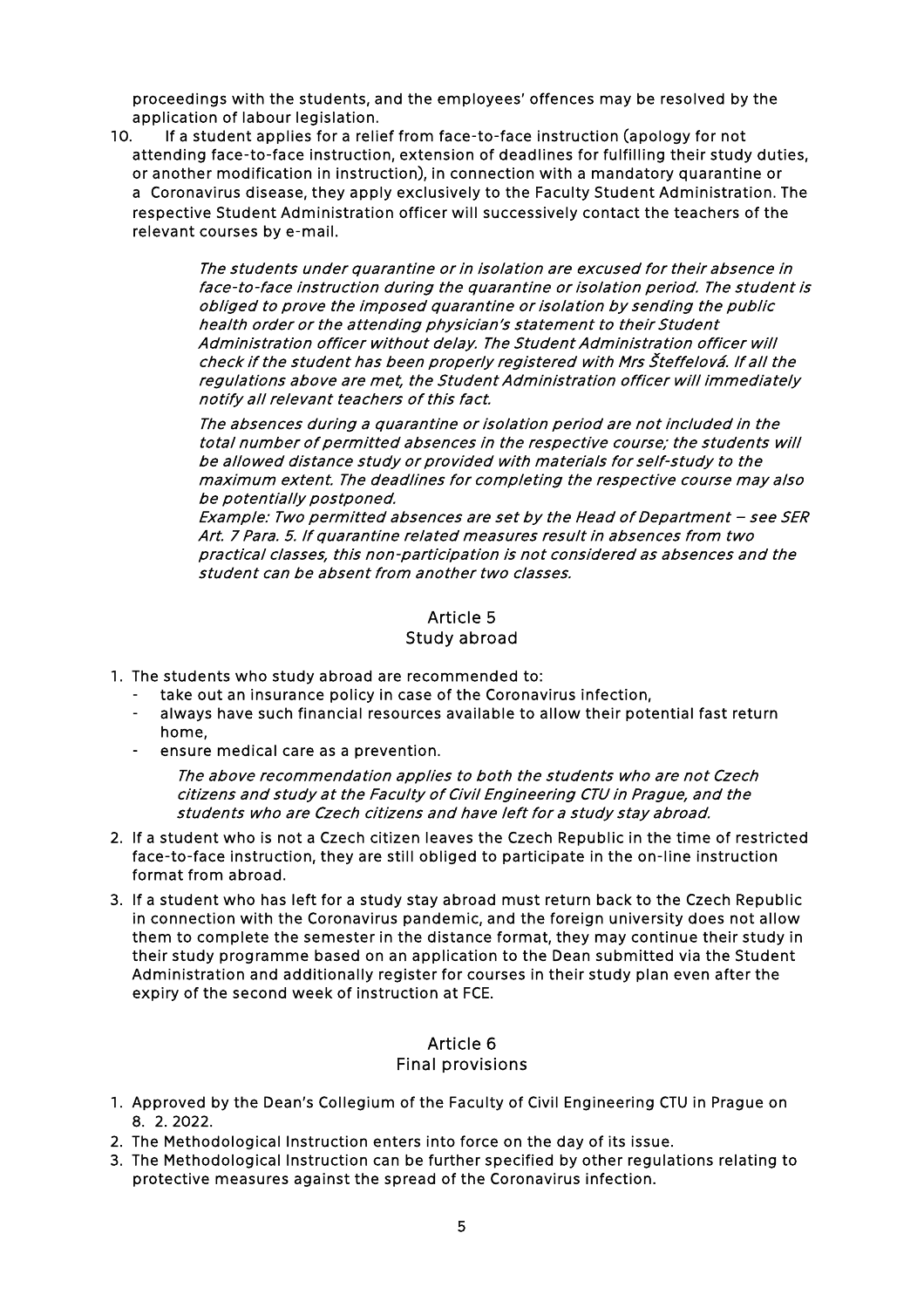proceedings with the students, and the employees' offences may be resolved by the application of labour legislation.

10. If a student applies for a relief from face-to-face instruction (apology for not attending face-to-face instruction, extension of deadlines for fulfilling their study duties, or another modification in instruction), in connection with a mandatory quarantine or a Coronavirus disease, they apply exclusively to the Faculty Student Administration. The respective Student Administration officer will successively contact the teachers of the relevant courses by e-mail.

    *The students under quarantine or in isolation are excused for their absence in face-to-face instruction during the quarantine or isolation period. The student is obliged to prove the imposed quarantine or isolation by sending the public health order or the attending physician's statement to their Student Administration officer without delay. The Student Administration officer will check if the student has been properly registered with Mrs Šteffelová. If all the regulations above are met, the Student Administration officer will immediately notify all relevant teachers of this fact.*

    *The absences during a quarantine or isolation period are not included in the total number of permitted absences in the respective course; the students will be allowed distance study or provided with materials for self-study to the maximum extent. The deadlines for completing the respective course may also be potentially postponed.*
    *Example: Two permitted absences are set by the Head of Department – see SER Art. 7 Para. 5. If quarantine related measures result in absences from two practical classes, this non-participation is not considered as absences and the student can be absent from another two classes.*

## Article 5
## Study abroad

1. The students who study abroad are recommended to:
   - take out an insurance policy in case of the Coronavirus infection,
   - always have such financial resources available to allow their potential fast return home,
   - ensure medical care as a prevention.

   *The above recommendation applies to both the students who are not Czech citizens and study at the Faculty of Civil Engineering CTU in Prague, and the students who are Czech citizens and have left for a study stay abroad.*
2. If a student who is not a Czech citizen leaves the Czech Republic in the time of restricted face-to-face instruction, they are still obliged to participate in the on-line instruction format from abroad.
3. If a student who has left for a study stay abroad must return back to the Czech Republic in connection with the Coronavirus pandemic, and the foreign university does not allow them to complete the semester in the distance format, they may continue their study in their study programme based on an application to the Dean submitted via the Student Administration and additionally register for courses in their study plan even after the expiry of the second week of instruction at FCE.

## Article 6
## Final provisions

1. Approved by the Dean's Collegium of the Faculty of Civil Engineering CTU in Prague on 8. 2. 2022.
2. The Methodological Instruction enters into force on the day of its issue.
3. The Methodological Instruction can be further specified by other regulations relating to protective measures against the spread of the Coronavirus infection.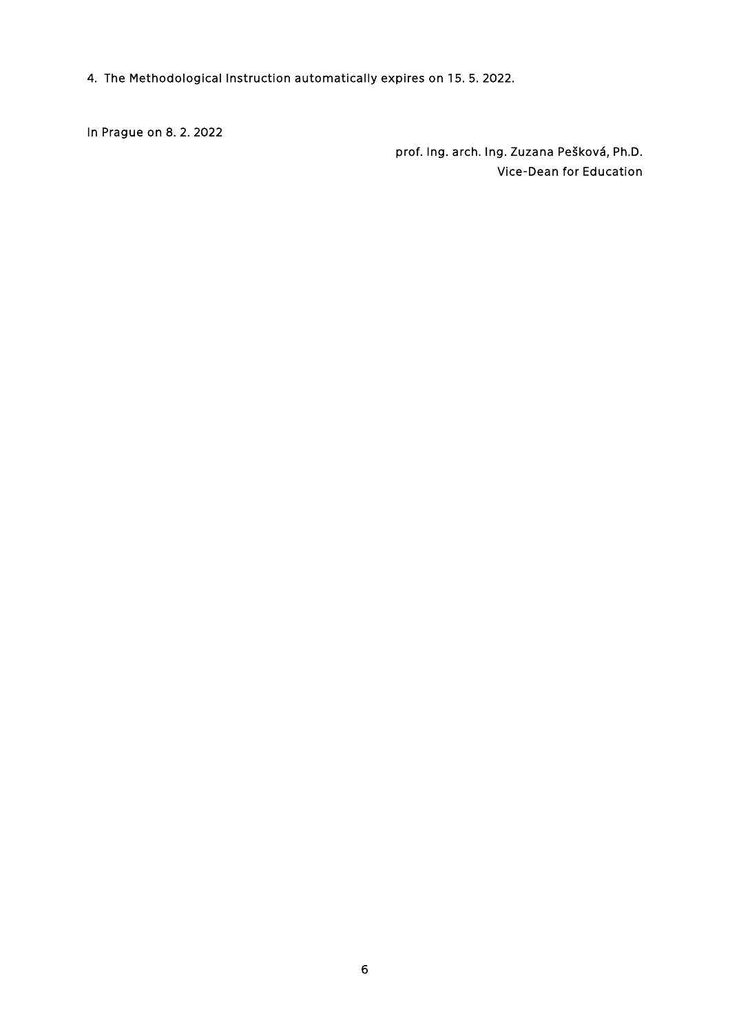4. The Methodological Instruction automatically expires on 15. 5. 2022.

In Prague on 8. 2. 2022

prof. Ing. arch. Ing. Zuzana Pešková, Ph.D.
Vice-Dean for Education